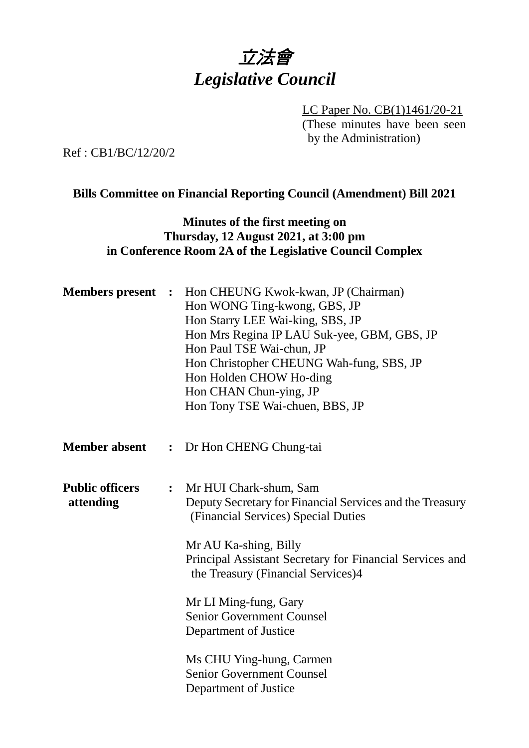# 立法會
# *Legislative Council*

LC Paper No. CB(1)1461/20-21
(These minutes have been seen by the Administration)

Ref : CB1/BC/12/20/2

**Bills Committee on Financial Reporting Council (Amendment) Bill 2021**

**Minutes of the first meeting on Thursday, 12 August 2021, at 3:00 pm in Conference Room 2A of the Legislative Council Complex**

**Members present :** Hon CHEUNG Kwok-kwan, JP (Chairman)
Hon WONG Ting-kwong, GBS, JP
Hon Starry LEE Wai-king, SBS, JP
Hon Mrs Regina IP LAU Suk-yee, GBM, GBS, JP
Hon Paul TSE Wai-chun, JP
Hon Christopher CHEUNG Wah-fung, SBS, JP
Hon Holden CHOW Ho-ding
Hon CHAN Chun-ying, JP
Hon Tony TSE Wai-chuen, BBS, JP

**Member absent :** Dr Hon CHENG Chung-tai

**Public officers attending :** Mr HUI Chark-shum, Sam
Deputy Secretary for Financial Services and the Treasury (Financial Services) Special Duties

Mr AU Ka-shing, Billy
Principal Assistant Secretary for Financial Services and the Treasury (Financial Services)4

Mr LI Ming-fung, Gary
Senior Government Counsel
Department of Justice

Ms CHU Ying-hung, Carmen
Senior Government Counsel
Department of Justice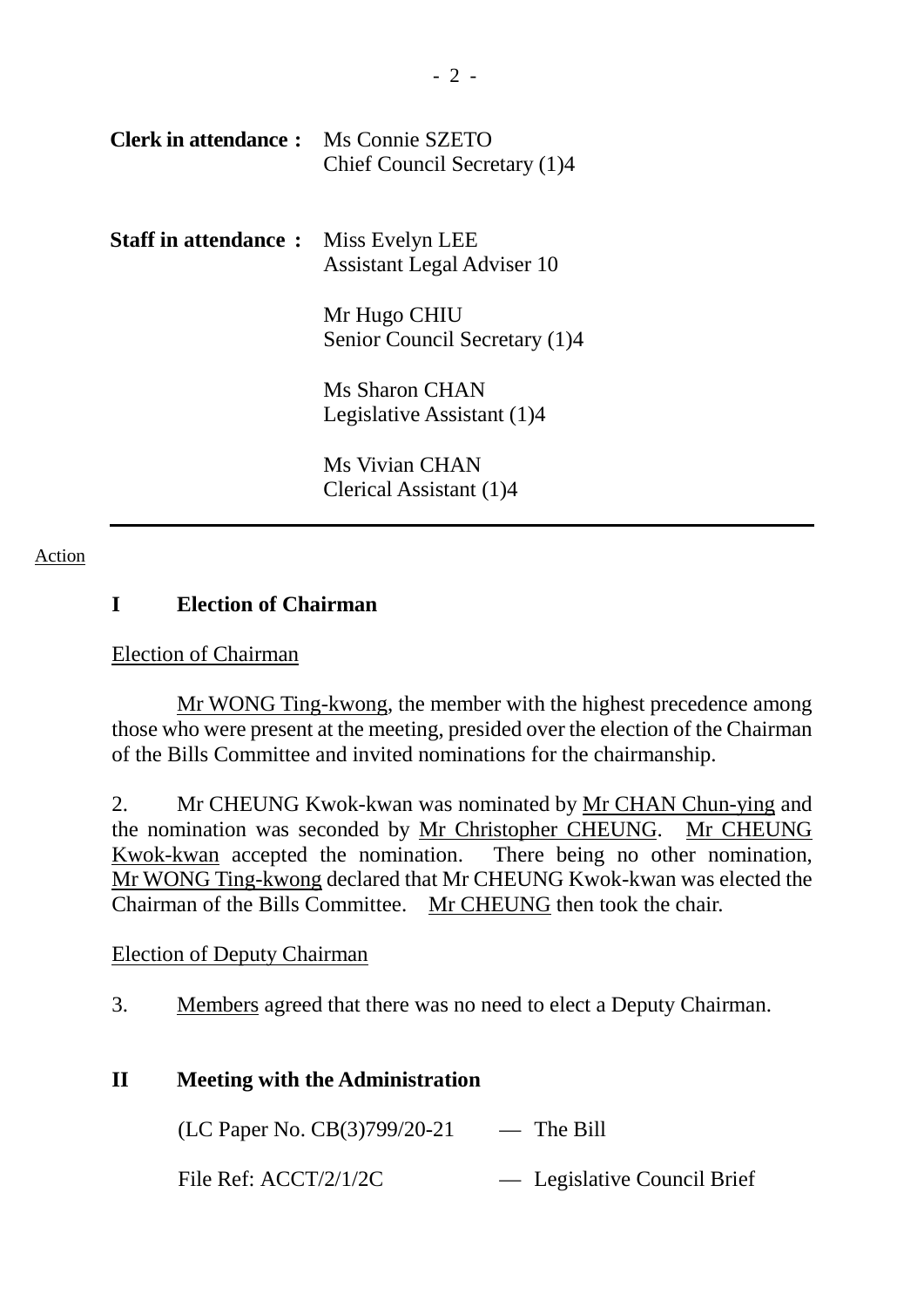**Clerk in attendance :** Ms Connie SZETO
Chief Council Secretary (1)4

**Staff in attendance :** Miss Evelyn LEE
Assistant Legal Adviser 10

Mr Hugo CHIU
Senior Council Secretary (1)4

Ms Sharon CHAN
Legislative Assistant (1)4

Ms Vivian CHAN
Clerical Assistant (1)4

---

Action

## I Election of Chairman

Election of Chairman

Mr WONG Ting-kwong, the member with the highest precedence among those who were present at the meeting, presided over the election of the Chairman of the Bills Committee and invited nominations for the chairmanship.

2. Mr CHEUNG Kwok-kwan was nominated by Mr CHAN Chun-ying and the nomination was seconded by Mr Christopher CHEUNG. Mr CHEUNG Kwok-kwan accepted the nomination. There being no other nomination, Mr WONG Ting-kwong declared that Mr CHEUNG Kwok-kwan was elected the Chairman of the Bills Committee. Mr CHEUNG then took the chair.

Election of Deputy Chairman

3. Members agreed that there was no need to elect a Deputy Chairman.

## II Meeting with the Administration

(LC Paper No. CB(3)799/20-21 — The Bill

File Ref: ACCT/2/1/2C — Legislative Council Brief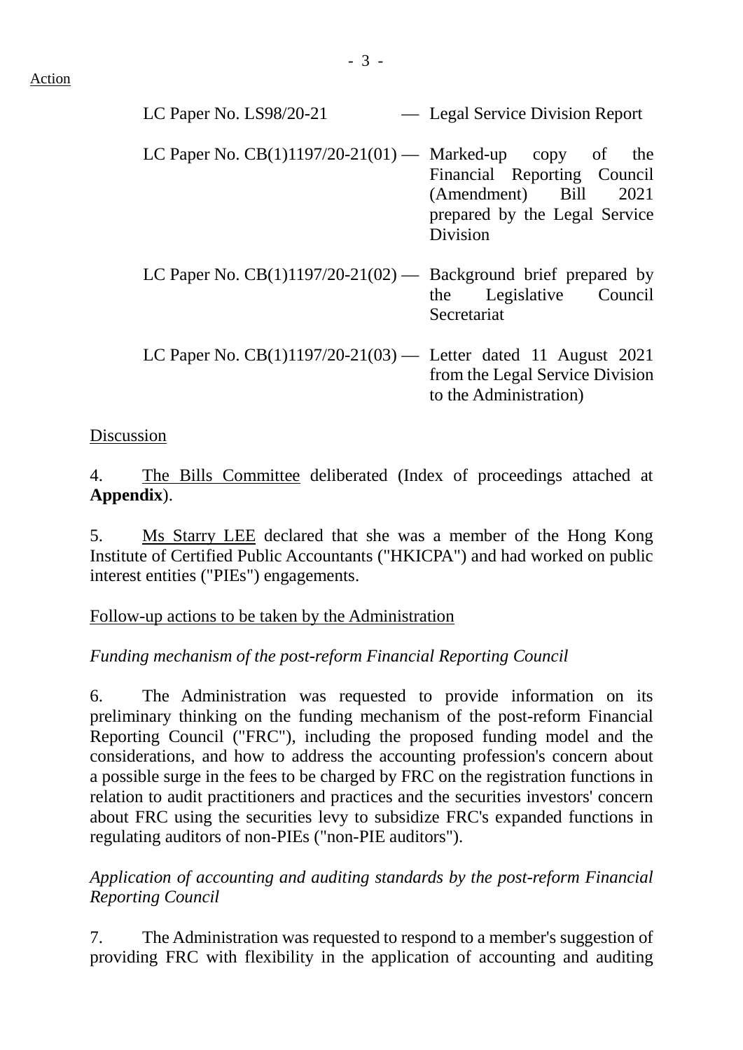Action

| | | |
|---|---|---|
| LC Paper No. LS98/20-21 | — | Legal Service Division Report |
| LC Paper No. CB(1)1197/20-21(01) | — | Marked-up copy of the Financial Reporting Council (Amendment) Bill 2021 prepared by the Legal Service Division |
| LC Paper No. CB(1)1197/20-21(02) | — | Background brief prepared by the Legislative Council Secretariat |
| LC Paper No. CB(1)1197/20-21(03) | — | Letter dated 11 August 2021 from the Legal Service Division to the Administration) |

Discussion

4. The Bills Committee deliberated (Index of proceedings attached at **Appendix**).

5. Ms Starry LEE declared that she was a member of the Hong Kong Institute of Certified Public Accountants ("HKICPA") and had worked on public interest entities ("PIEs") engagements.

Follow-up actions to be taken by the Administration

*Funding mechanism of the post-reform Financial Reporting Council*

6. The Administration was requested to provide information on its preliminary thinking on the funding mechanism of the post-reform Financial Reporting Council ("FRC"), including the proposed funding model and the considerations, and how to address the accounting profession's concern about a possible surge in the fees to be charged by FRC on the registration functions in relation to audit practitioners and practices and the securities investors' concern about FRC using the securities levy to subsidize FRC's expanded functions in regulating auditors of non-PIEs ("non-PIE auditors").

*Application of accounting and auditing standards by the post-reform Financial Reporting Council*

7. The Administration was requested to respond to a member's suggestion of providing FRC with flexibility in the application of accounting and auditing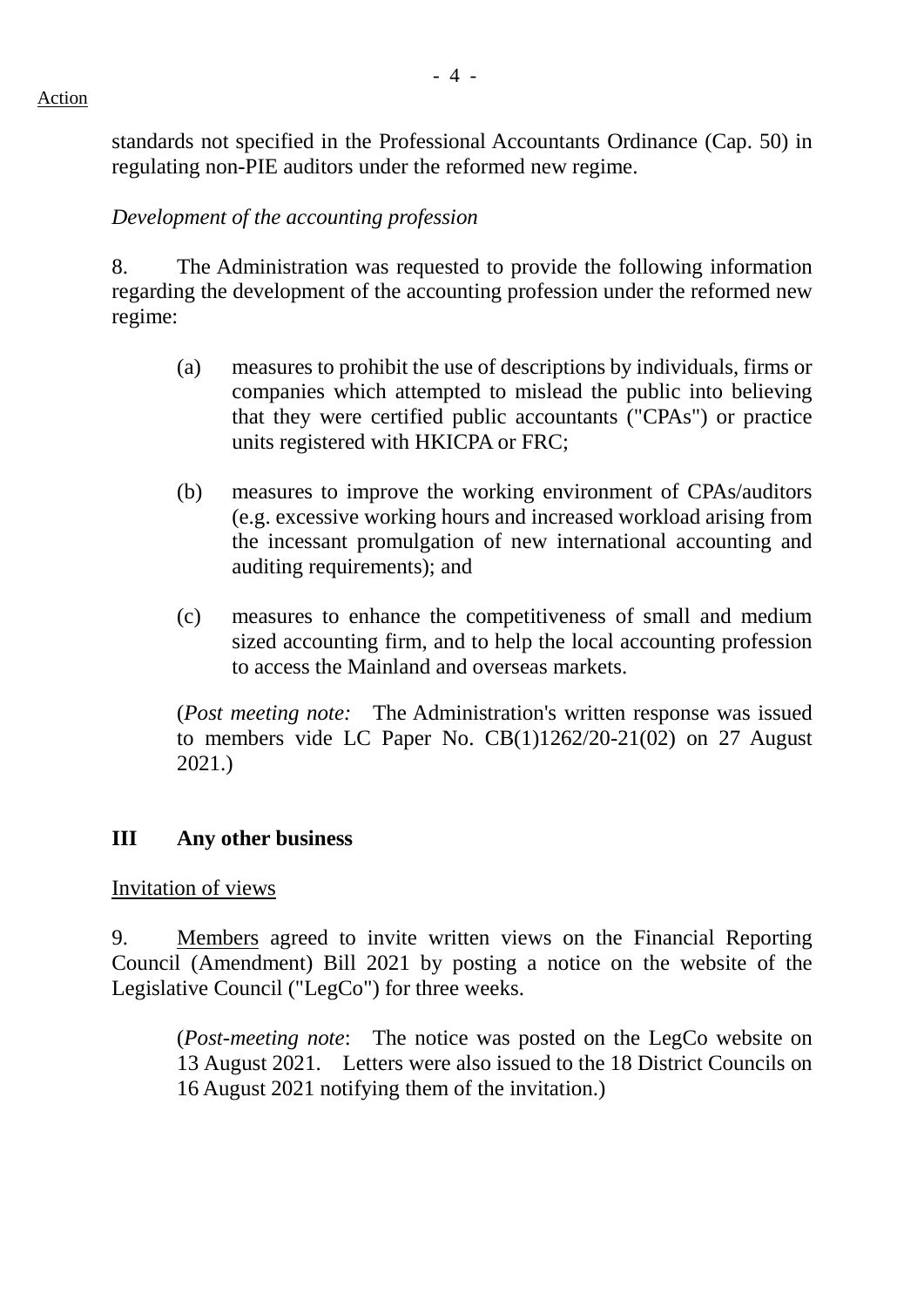standards not specified in the Professional Accountants Ordinance (Cap. 50) in regulating non-PIE auditors under the reformed new regime.

*Development of the accounting profession*

8. The Administration was requested to provide the following information regarding the development of the accounting profession under the reformed new regime:

(a) measures to prohibit the use of descriptions by individuals, firms or companies which attempted to mislead the public into believing that they were certified public accountants ("CPAs") or practice units registered with HKICPA or FRC;

(b) measures to improve the working environment of CPAs/auditors (e.g. excessive working hours and increased workload arising from the incessant promulgation of new international accounting and auditing requirements); and

(c) measures to enhance the competitiveness of small and medium sized accounting firm, and to help the local accounting profession to access the Mainland and overseas markets.

(*Post meeting note:* The Administration's written response was issued to members vide LC Paper No. CB(1)1262/20-21(02) on 27 August 2021.)

## III Any other business

Invitation of views

9. Members agreed to invite written views on the Financial Reporting Council (Amendment) Bill 2021 by posting a notice on the website of the Legislative Council ("LegCo") for three weeks.

(*Post-meeting note*: The notice was posted on the LegCo website on 13 August 2021. Letters were also issued to the 18 District Councils on 16 August 2021 notifying them of the invitation.)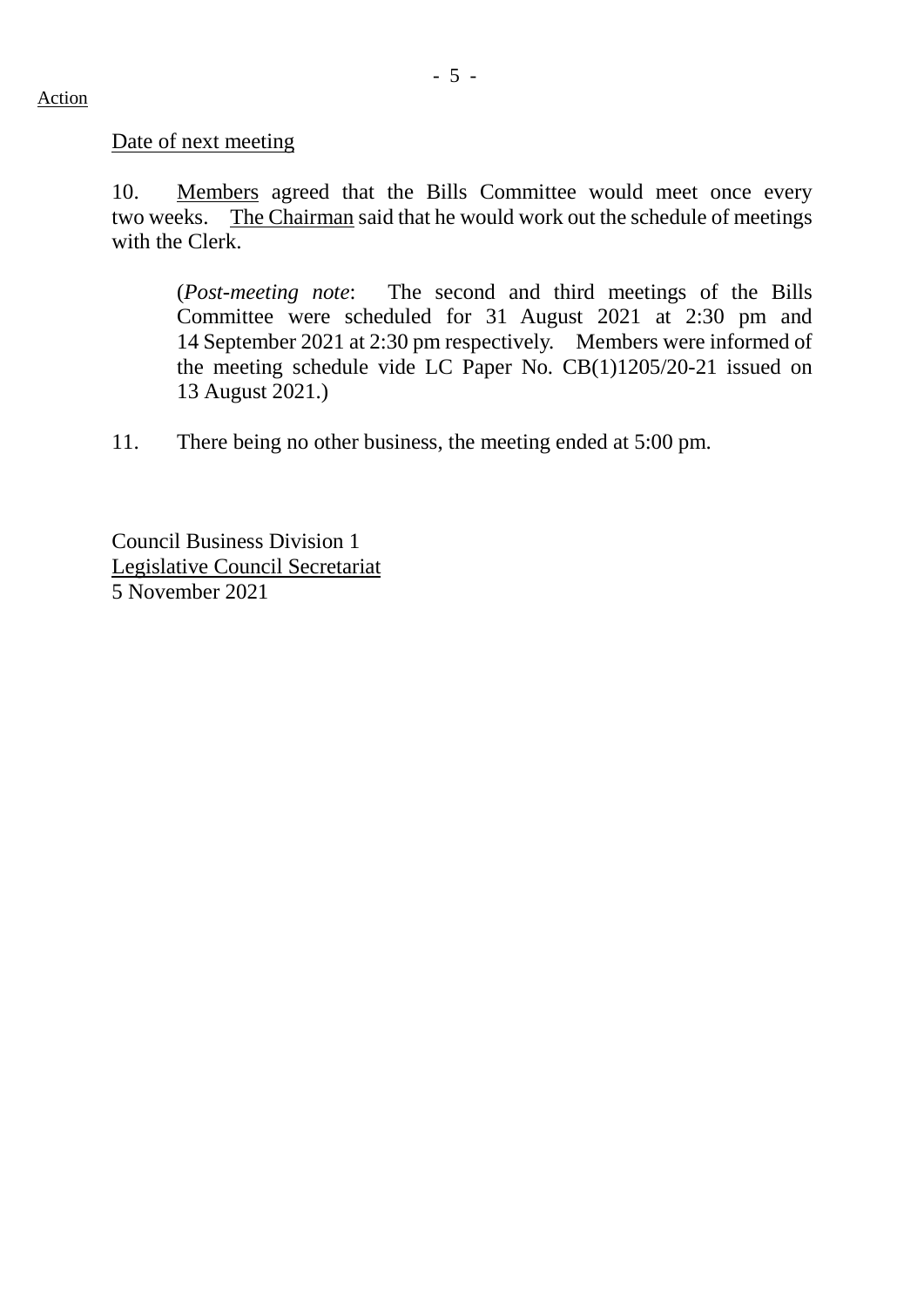Action

Date of next meeting

10. Members agreed that the Bills Committee would meet once every two weeks. The Chairman said that he would work out the schedule of meetings with the Clerk.

> (*Post-meeting note*: The second and third meetings of the Bills Committee were scheduled for 31 August 2021 at 2:30 pm and 14 September 2021 at 2:30 pm respectively. Members were informed of the meeting schedule vide LC Paper No. CB(1)1205/20-21 issued on 13 August 2021.)

11. There being no other business, the meeting ended at 5:00 pm.

Council Business Division 1
Legislative Council Secretariat
5 November 2021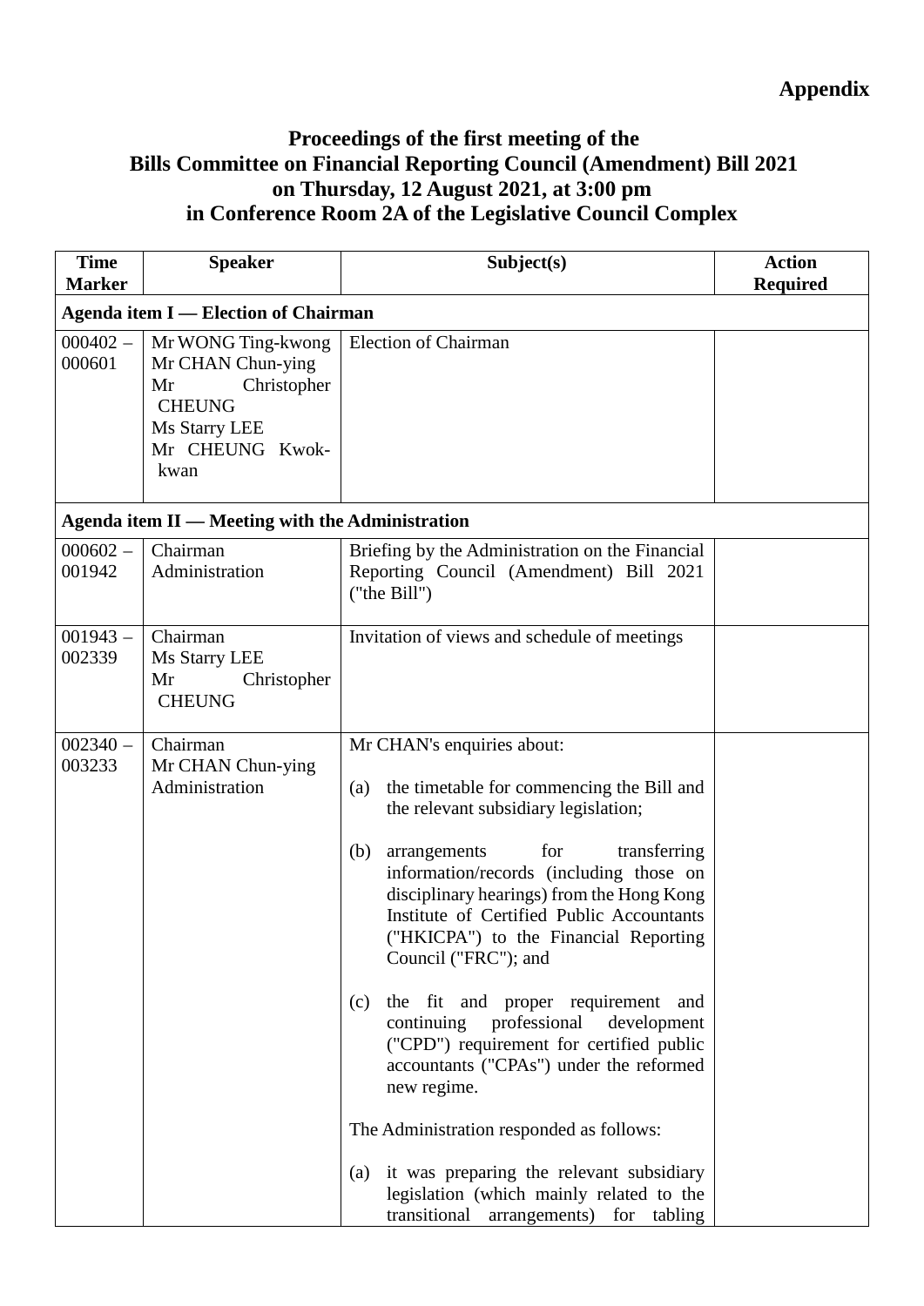**Appendix**

# Proceedings of the first meeting of the Bills Committee on Financial Reporting Council (Amendment) Bill 2021 on Thursday, 12 August 2021, at 3:00 pm in Conference Room 2A of the Legislative Council Complex

| Time Marker | Speaker | Subject(s) | Action Required |
|---|---|---|---|
| **Agenda item I — Election of Chairman** | | | |
| 000402 – 000601 | Mr WONG Ting-kwong<br>Mr CHAN Chun-ying<br>Mr Christopher CHEUNG<br>Ms Starry LEE<br>Mr CHEUNG Kwok-kwan | Election of Chairman | |
| **Agenda item II — Meeting with the Administration** | | | |
| 000602 – 001942 | Chairman<br>Administration | Briefing by the Administration on the Financial Reporting Council (Amendment) Bill 2021 ("the Bill") | |
| 001943 – 002339 | Chairman<br>Ms Starry LEE<br>Mr Christopher CHEUNG | Invitation of views and schedule of meetings | |
| 002340 – 003233 | Chairman<br>Mr CHAN Chun-ying<br>Administration | Mr CHAN's enquiries about:<br><br>(a) the timetable for commencing the Bill and the relevant subsidiary legislation;<br><br>(b) arrangements for transferring information/records (including those on disciplinary hearings) from the Hong Kong Institute of Certified Public Accountants ("HKICPA") to the Financial Reporting Council ("FRC"); and<br><br>(c) the fit and proper requirement and continuing professional development ("CPD") requirement for certified public accountants ("CPAs") under the reformed new regime.<br><br>The Administration responded as follows:<br><br>(a) it was preparing the relevant subsidiary legislation (which mainly related to the transitional arrangements) for tabling | |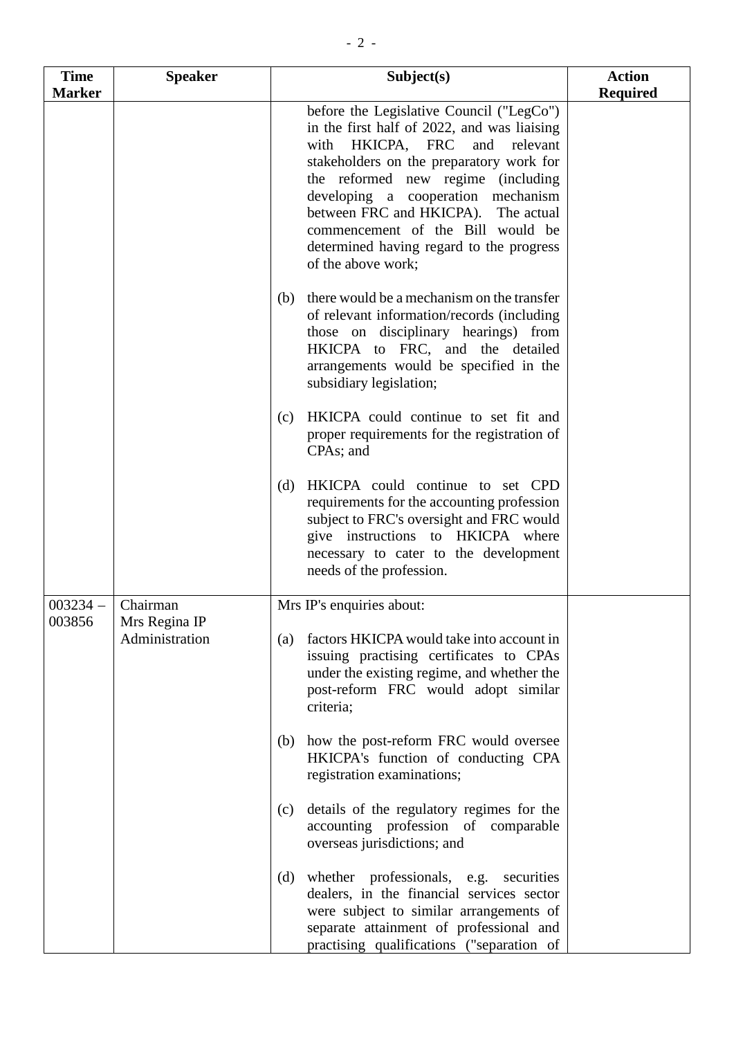| Time Marker | Speaker | Subject(s) | Action Required |
|---|---|---|---|
| | | before the Legislative Council ("LegCo") in the first half of 2022, and was liaising with HKICPA, FRC and relevant stakeholders on the preparatory work for the reformed new regime (including developing a cooperation mechanism between FRC and HKICPA). The actual commencement of the Bill would be determined having regard to the progress of the above work;<br><br>(b) there would be a mechanism on the transfer of relevant information/records (including those on disciplinary hearings) from HKICPA to FRC, and the detailed arrangements would be specified in the subsidiary legislation;<br><br>(c) HKICPA could continue to set fit and proper requirements for the registration of CPAs; and<br><br>(d) HKICPA could continue to set CPD requirements for the accounting profession subject to FRC's oversight and FRC would give instructions to HKICPA where necessary to cater to the development needs of the profession. | |
| 003234 – 003856 | Chairman<br>Mrs Regina IP<br>Administration | Mrs IP's enquiries about:<br><br>(a) factors HKICPA would take into account in issuing practising certificates to CPAs under the existing regime, and whether the post-reform FRC would adopt similar criteria;<br><br>(b) how the post-reform FRC would oversee HKICPA's function of conducting CPA registration examinations;<br><br>(c) details of the regulatory regimes for the accounting profession of comparable overseas jurisdictions; and<br><br>(d) whether professionals, e.g. securities dealers, in the financial services sector were subject to similar arrangements of separate attainment of professional and practising qualifications ("separation of | |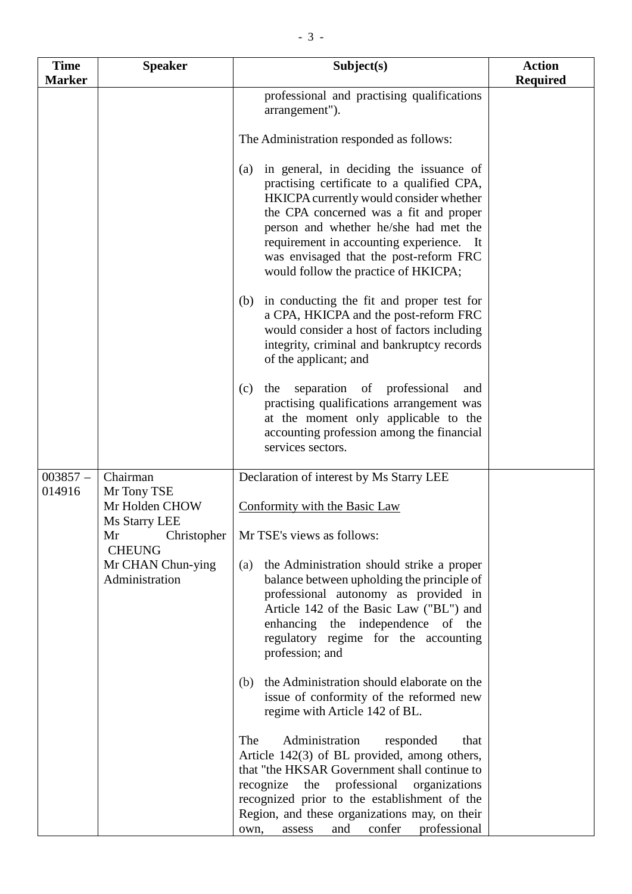| Time Marker | Speaker | Subject(s) | Action Required |
|---|---|---|---|
| | | professional and practising qualifications arrangement").<br><br>The Administration responded as follows:<br><br>(a) in general, in deciding the issuance of practising certificate to a qualified CPA, HKICPA currently would consider whether the CPA concerned was a fit and proper person and whether he/she had met the requirement in accounting experience. It was envisaged that the post-reform FRC would follow the practice of HKICPA;<br><br>(b) in conducting the fit and proper test for a CPA, HKICPA and the post-reform FRC would consider a host of factors including integrity, criminal and bankruptcy records of the applicant; and<br><br>(c) the separation of professional and practising qualifications arrangement was at the moment only applicable to the accounting profession among the financial services sectors. | |
| 003857 – 014916 | Chairman<br>Mr Tony TSE<br>Mr Holden CHOW<br>Ms Starry LEE<br>Mr Christopher CHEUNG<br>Mr CHAN Chun-ying<br>Administration | Declaration of interest by Ms Starry LEE<br><br><u>Conformity with the Basic Law</u><br><br>Mr TSE's views as follows:<br><br>(a) the Administration should strike a proper balance between upholding the principle of professional autonomy as provided in Article 142 of the Basic Law ("BL") and enhancing the independence of the regulatory regime for the accounting profession; and<br><br>(b) the Administration should elaborate on the issue of conformity of the reformed new regime with Article 142 of BL.<br><br>The Administration responded that Article 142(3) of BL provided, among others, that "the HKSAR Government shall continue to recognize the professional organizations recognized prior to the establishment of the Region, and these organizations may, on their own, assess and confer professional | |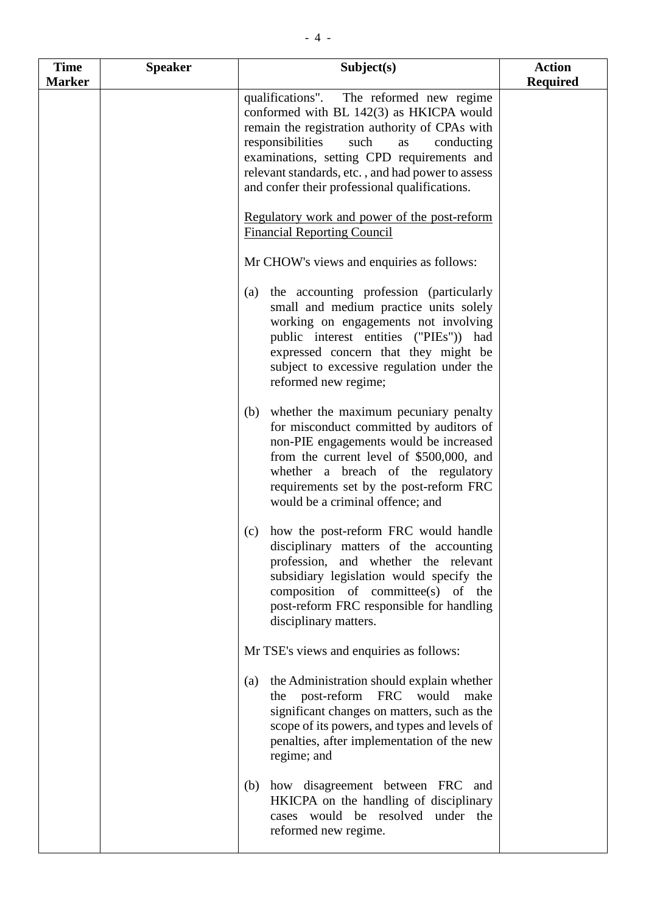| Time Marker | Speaker | Subject(s) | Action Required |
|---|---|---|---|
| | | qualifications". The reformed new regime conformed with BL 142(3) as HKICPA would remain the registration authority of CPAs with responsibilities such as conducting examinations, setting CPD requirements and relevant standards, etc. , and had power to assess and confer their professional qualifications.<br><br><u>Regulatory work and power of the post-reform Financial Reporting Council</u><br><br>Mr CHOW's views and enquiries as follows:<br><br>(a) the accounting profession (particularly small and medium practice units solely working on engagements not involving public interest entities ("PIEs")) had expressed concern that they might be subject to excessive regulation under the reformed new regime;<br><br>(b) whether the maximum pecuniary penalty for misconduct committed by auditors of non-PIE engagements would be increased from the current level of $500,000, and whether a breach of the regulatory requirements set by the post-reform FRC would be a criminal offence; and<br><br>(c) how the post-reform FRC would handle disciplinary matters of the accounting profession, and whether the relevant subsidiary legislation would specify the composition of committee(s) of the post-reform FRC responsible for handling disciplinary matters.<br><br>Mr TSE's views and enquiries as follows:<br><br>(a) the Administration should explain whether the post-reform FRC would make significant changes on matters, such as the scope of its powers, and types and levels of penalties, after implementation of the new regime; and<br><br>(b) how disagreement between FRC and HKICPA on the handling of disciplinary cases would be resolved under the reformed new regime. | |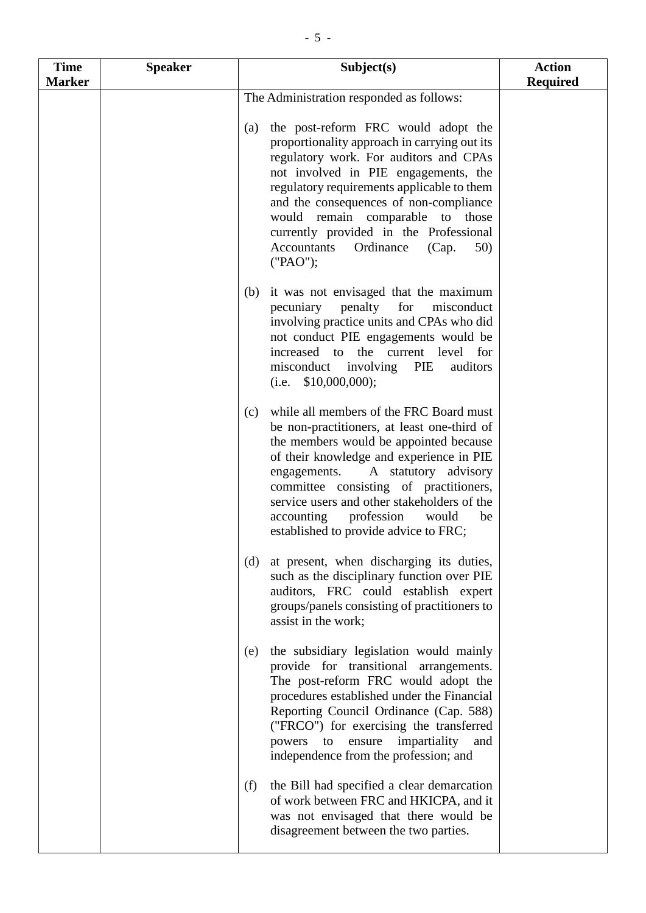| Time Marker | Speaker | Subject(s) | Action Required |
|---|---|---|---|
| | | The Administration responded as follows:<br><br>(a) the post-reform FRC would adopt the proportionality approach in carrying out its regulatory work. For auditors and CPAs not involved in PIE engagements, the regulatory requirements applicable to them and the consequences of non-compliance would remain comparable to those currently provided in the Professional Accountants Ordinance (Cap. 50) ("PAO");<br><br>(b) it was not envisaged that the maximum pecuniary penalty for misconduct involving practice units and CPAs who did not conduct PIE engagements would be increased to the current level for misconduct involving PIE auditors (i.e. $10,000,000);<br><br>(c) while all members of the FRC Board must be non-practitioners, at least one-third of the members would be appointed because of their knowledge and experience in PIE engagements. A statutory advisory committee consisting of practitioners, service users and other stakeholders of the accounting profession would be established to provide advice to FRC;<br><br>(d) at present, when discharging its duties, such as the disciplinary function over PIE auditors, FRC could establish expert groups/panels consisting of practitioners to assist in the work;<br><br>(e) the subsidiary legislation would mainly provide for transitional arrangements. The post-reform FRC would adopt the procedures established under the Financial Reporting Council Ordinance (Cap. 588) ("FRCO") for exercising the transferred powers to ensure impartiality and independence from the profession; and<br><br>(f) the Bill had specified a clear demarcation of work between FRC and HKICPA, and it was not envisaged that there would be disagreement between the two parties. | |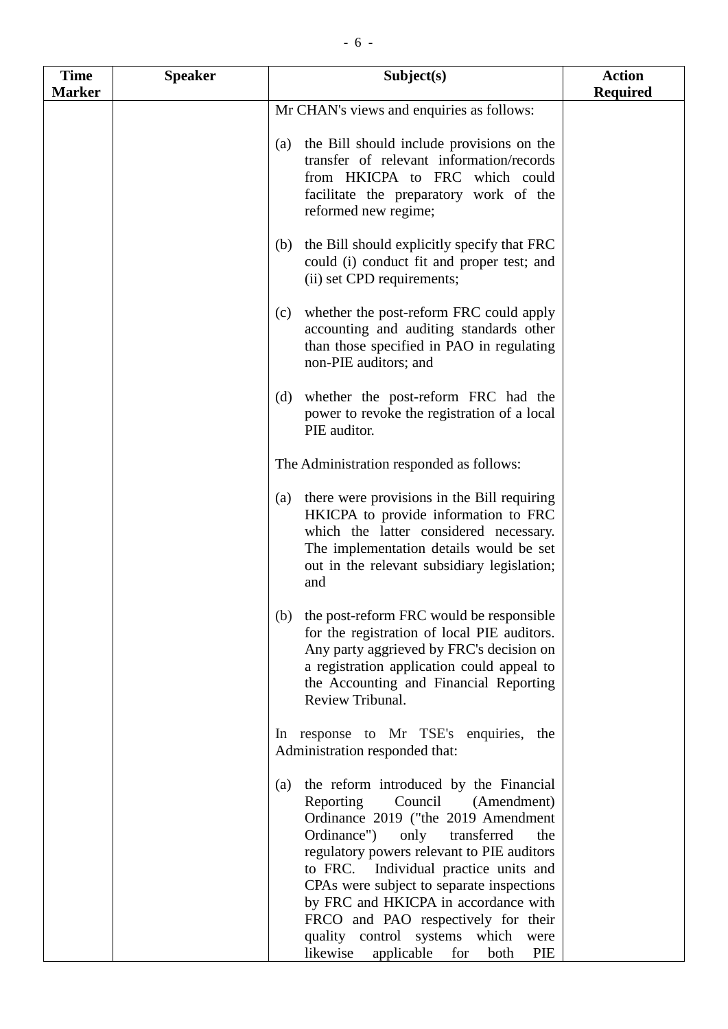| Time Marker | Speaker | Subject(s) | Action Required |
|---|---|---|---|
| | | Mr CHAN's views and enquiries as follows:<br><br>(a) the Bill should include provisions on the transfer of relevant information/records from HKICPA to FRC which could facilitate the preparatory work of the reformed new regime;<br><br>(b) the Bill should explicitly specify that FRC could (i) conduct fit and proper test; and (ii) set CPD requirements;<br><br>(c) whether the post-reform FRC could apply accounting and auditing standards other than those specified in PAO in regulating non-PIE auditors; and<br><br>(d) whether the post-reform FRC had the power to revoke the registration of a local PIE auditor.<br><br>The Administration responded as follows:<br><br>(a) there were provisions in the Bill requiring HKICPA to provide information to FRC which the latter considered necessary. The implementation details would be set out in the relevant subsidiary legislation; and<br><br>(b) the post-reform FRC would be responsible for the registration of local PIE auditors. Any party aggrieved by FRC's decision on a registration application could appeal to the Accounting and Financial Reporting Review Tribunal.<br><br>In response to Mr TSE's enquiries, the Administration responded that:<br><br>(a) the reform introduced by the Financial Reporting Council (Amendment) Ordinance 2019 ("the 2019 Amendment Ordinance") only transferred the regulatory powers relevant to PIE auditors to FRC. Individual practice units and CPAs were subject to separate inspections by FRC and HKICPA in accordance with FRCO and PAO respectively for their quality control systems which were likewise applicable for both PIE | |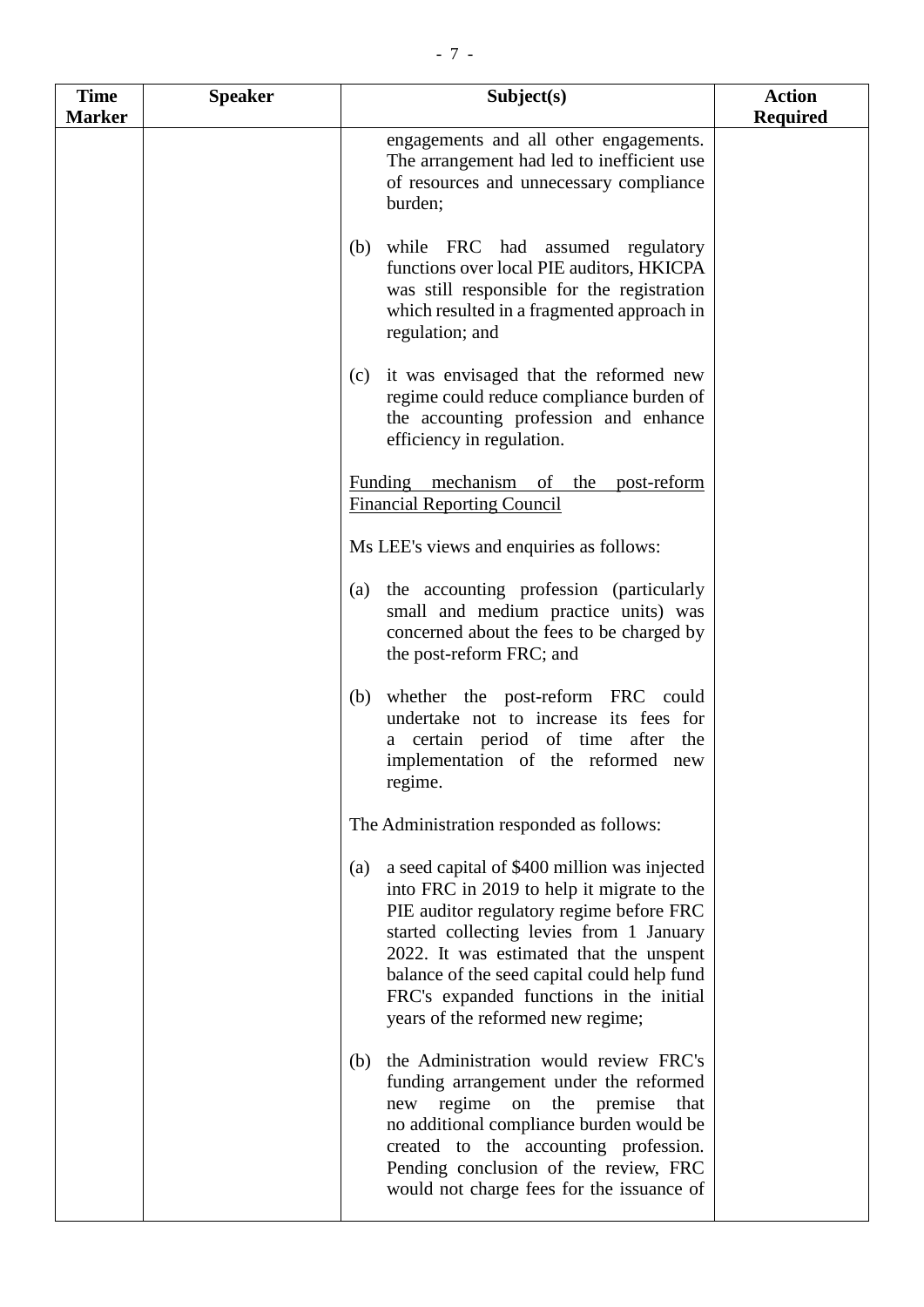| Time Marker | Speaker | Subject(s) | Action Required |
|---|---|---|---|
| | | engagements and all other engagements. The arrangement had led to inefficient use of resources and unnecessary compliance burden;<br><br>(b) while FRC had assumed regulatory functions over local PIE auditors, HKICPA was still responsible for the registration which resulted in a fragmented approach in regulation; and<br><br>(c) it was envisaged that the reformed new regime could reduce compliance burden of the accounting profession and enhance efficiency in regulation.<br><br><u>Funding mechanism of the post-reform Financial Reporting Council</u><br><br>Ms LEE's views and enquiries as follows:<br><br>(a) the accounting profession (particularly small and medium practice units) was concerned about the fees to be charged by the post-reform FRC; and<br><br>(b) whether the post-reform FRC could undertake not to increase its fees for a certain period of time after the implementation of the reformed new regime.<br><br>The Administration responded as follows:<br><br>(a) a seed capital of $400 million was injected into FRC in 2019 to help it migrate to the PIE auditor regulatory regime before FRC started collecting levies from 1 January 2022. It was estimated that the unspent balance of the seed capital could help fund FRC's expanded functions in the initial years of the reformed new regime;<br><br>(b) the Administration would review FRC's funding arrangement under the reformed new regime on the premise that no additional compliance burden would be created to the accounting profession. Pending conclusion of the review, FRC would not charge fees for the issuance of | |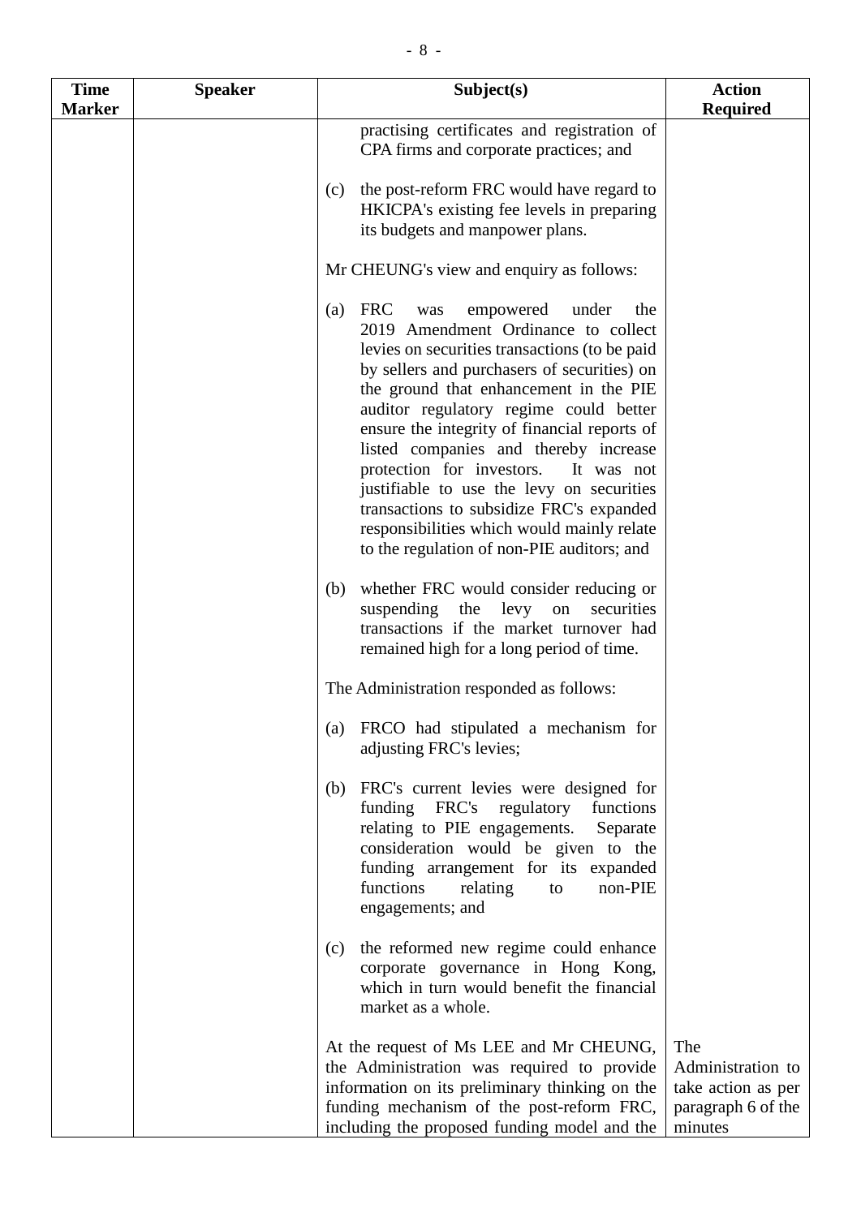| Time Marker | Speaker | Subject(s) | Action Required |
|---|---|---|---|
| | | practising certificates and registration of CPA firms and corporate practices; and<br><br>(c) the post-reform FRC would have regard to HKICPA's existing fee levels in preparing its budgets and manpower plans.<br><br>Mr CHEUNG's view and enquiry as follows:<br><br>(a) FRC was empowered under the 2019 Amendment Ordinance to collect levies on securities transactions (to be paid by sellers and purchasers of securities) on the ground that enhancement in the PIE auditor regulatory regime could better ensure the integrity of financial reports of listed companies and thereby increase protection for investors. It was not justifiable to use the levy on securities transactions to subsidize FRC's expanded responsibilities which would mainly relate to the regulation of non-PIE auditors; and<br><br>(b) whether FRC would consider reducing or suspending the levy on securities transactions if the market turnover had remained high for a long period of time.<br><br>The Administration responded as follows:<br><br>(a) FRCO had stipulated a mechanism for adjusting FRC's levies;<br><br>(b) FRC's current levies were designed for funding FRC's regulatory functions relating to PIE engagements. Separate consideration would be given to the funding arrangement for its expanded functions relating to non-PIE engagements; and<br><br>(c) the reformed new regime could enhance corporate governance in Hong Kong, which in turn would benefit the financial market as a whole.<br><br>At the request of Ms LEE and Mr CHEUNG, the Administration was required to provide information on its preliminary thinking on the funding mechanism of the post-reform FRC, including the proposed funding model and the | The Administration to take action as per paragraph 6 of the minutes |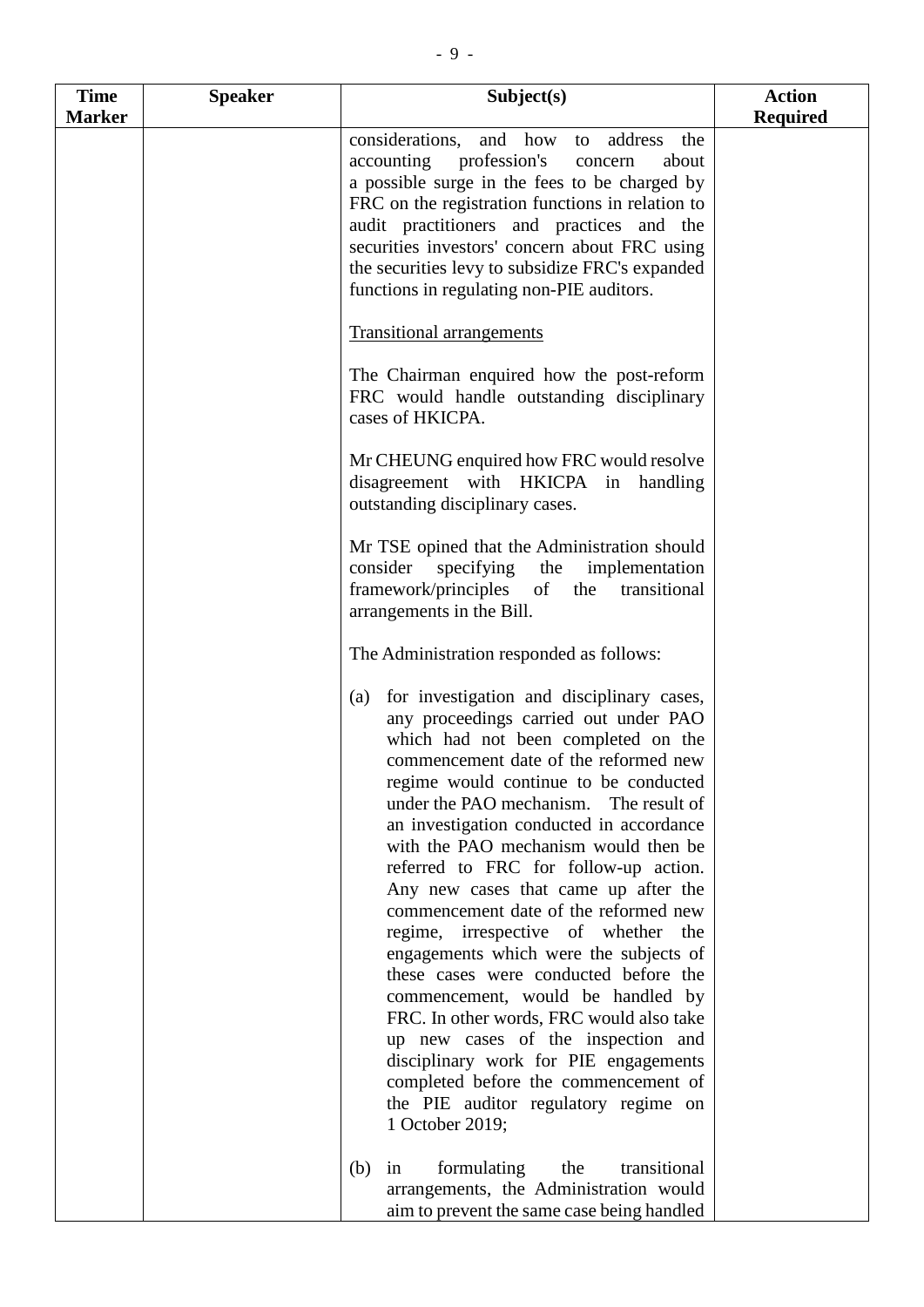| Time Marker | Speaker | Subject(s) | Action Required |
|---|---|---|---|
| | | considerations, and how to address the accounting profession's concern about a possible surge in the fees to be charged by FRC on the registration functions in relation to audit practitioners and practices and the securities investors' concern about FRC using the securities levy to subsidize FRC's expanded functions in regulating non-PIE auditors.<br><br><u>Transitional arrangements</u><br><br>The Chairman enquired how the post-reform FRC would handle outstanding disciplinary cases of HKICPA.<br><br>Mr CHEUNG enquired how FRC would resolve disagreement with HKICPA in handling outstanding disciplinary cases.<br><br>Mr TSE opined that the Administration should consider specifying the implementation framework/principles of the transitional arrangements in the Bill.<br><br>The Administration responded as follows:<br><br>(a) for investigation and disciplinary cases, any proceedings carried out under PAO which had not been completed on the commencement date of the reformed new regime would continue to be conducted under the PAO mechanism. The result of an investigation conducted in accordance with the PAO mechanism would then be referred to FRC for follow-up action. Any new cases that came up after the commencement date of the reformed new regime, irrespective of whether the engagements which were the subjects of these cases were conducted before the commencement, would be handled by FRC. In other words, FRC would also take up new cases of the inspection and disciplinary work for PIE engagements completed before the commencement of the PIE auditor regulatory regime on 1 October 2019;<br><br>(b) in formulating the transitional arrangements, the Administration would aim to prevent the same case being handled | |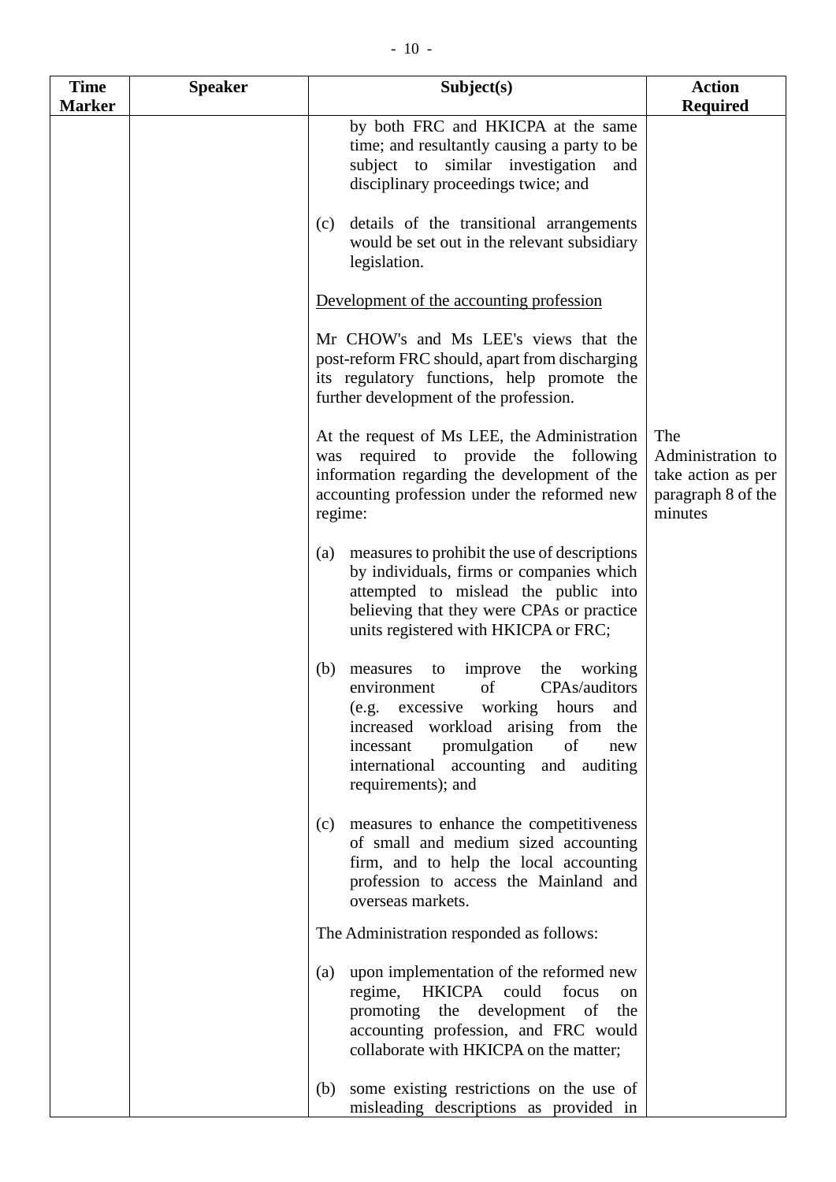| Time Marker | Speaker | Subject(s) | Action Required |
|---|---|---|---|
| | | by both FRC and HKICPA at the same time; and resultantly causing a party to be subject to similar investigation and disciplinary proceedings twice; and<br><br>(c) details of the transitional arrangements would be set out in the relevant subsidiary legislation.<br><br><u>Development of the accounting profession</u><br><br>Mr CHOW's and Ms LEE's views that the post-reform FRC should, apart from discharging its regulatory functions, help promote the further development of the profession.<br><br>At the request of Ms LEE, the Administration was required to provide the following information regarding the development of the accounting profession under the reformed new regime:<br><br>(a) measures to prohibit the use of descriptions by individuals, firms or companies which attempted to mislead the public into believing that they were CPAs or practice units registered with HKICPA or FRC;<br><br>(b) measures to improve the working environment of CPAs/auditors (e.g. excessive working hours and increased workload arising from the incessant promulgation of new international accounting and auditing requirements); and<br><br>(c) measures to enhance the competitiveness of small and medium sized accounting firm, and to help the local accounting profession to access the Mainland and overseas markets.<br><br>The Administration responded as follows:<br><br>(a) upon implementation of the reformed new regime, HKICPA could focus on promoting the development of the accounting profession, and FRC would collaborate with HKICPA on the matter;<br><br>(b) some existing restrictions on the use of misleading descriptions as provided in | The Administration to take action as per paragraph 8 of the minutes |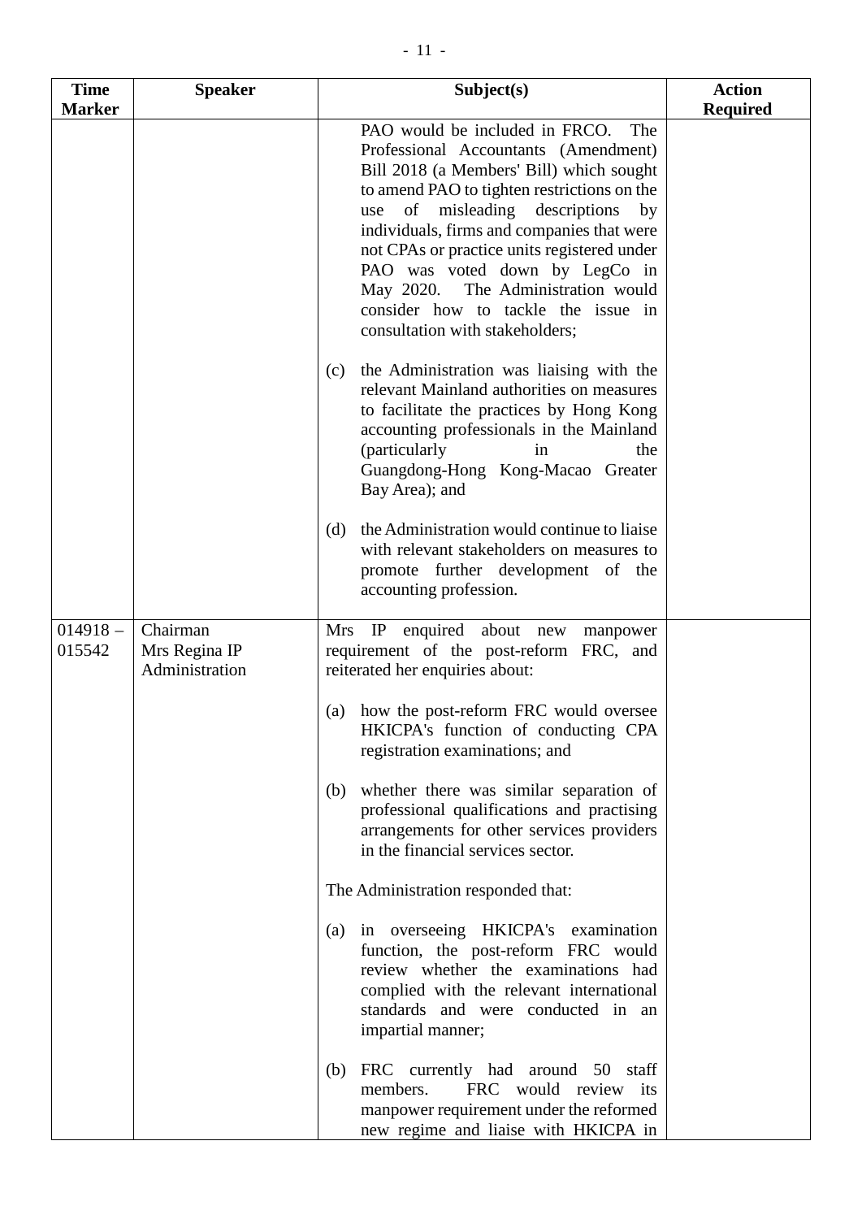| Time Marker | Speaker | Subject(s) | Action Required |
|---|---|---|---|
| | | PAO would be included in FRCO. The Professional Accountants (Amendment) Bill 2018 (a Members' Bill) which sought to amend PAO to tighten restrictions on the use of misleading descriptions by individuals, firms and companies that were not CPAs or practice units registered under PAO was voted down by LegCo in May 2020. The Administration would consider how to tackle the issue in consultation with stakeholders;<br><br>(c) the Administration was liaising with the relevant Mainland authorities on measures to facilitate the practices by Hong Kong accounting professionals in the Mainland (particularly in the Guangdong-Hong Kong-Macao Greater Bay Area); and<br><br>(d) the Administration would continue to liaise with relevant stakeholders on measures to promote further development of the accounting profession. | |
| 014918 – 015542 | Chairman<br>Mrs Regina IP<br>Administration | Mrs IP enquired about new manpower requirement of the post-reform FRC, and reiterated her enquiries about:<br><br>(a) how the post-reform FRC would oversee HKICPA's function of conducting CPA registration examinations; and<br><br>(b) whether there was similar separation of professional qualifications and practising arrangements for other services providers in the financial services sector.<br><br>The Administration responded that:<br><br>(a) in overseeing HKICPA's examination function, the post-reform FRC would review whether the examinations had complied with the relevant international standards and were conducted in an impartial manner;<br><br>(b) FRC currently had around 50 staff members. FRC would review its manpower requirement under the reformed new regime and liaise with HKICPA in | |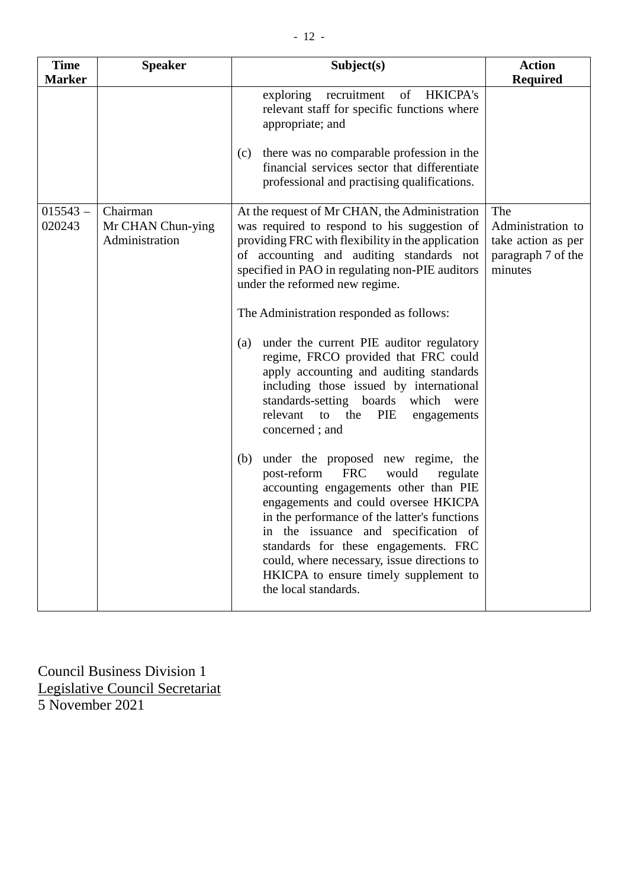| Time Marker | Speaker | Subject(s) | Action Required |
|---|---|---|---|
| | | exploring recruitment of HKICPA's relevant staff for specific functions where appropriate; and<br><br>(c) there was no comparable profession in the financial services sector that differentiate professional and practising qualifications. | |
| 015543 – 020243 | Chairman<br>Mr CHAN Chun-ying<br>Administration | At the request of Mr CHAN, the Administration was required to respond to his suggestion of providing FRC with flexibility in the application of accounting and auditing standards not specified in PAO in regulating non-PIE auditors under the reformed new regime.<br><br>The Administration responded as follows:<br><br>(a) under the current PIE auditor regulatory regime, FRCO provided that FRC could apply accounting and auditing standards including those issued by international standards-setting boards which were relevant to the PIE engagements concerned ; and<br><br>(b) under the proposed new regime, the post-reform FRC would regulate accounting engagements other than PIE engagements and could oversee HKICPA in the performance of the latter's functions in the issuance and specification of standards for these engagements. FRC could, where necessary, issue directions to HKICPA to ensure timely supplement to the local standards. | The Administration to take action as per paragraph 7 of the minutes |

Council Business Division 1
Legislative Council Secretariat
5 November 2021